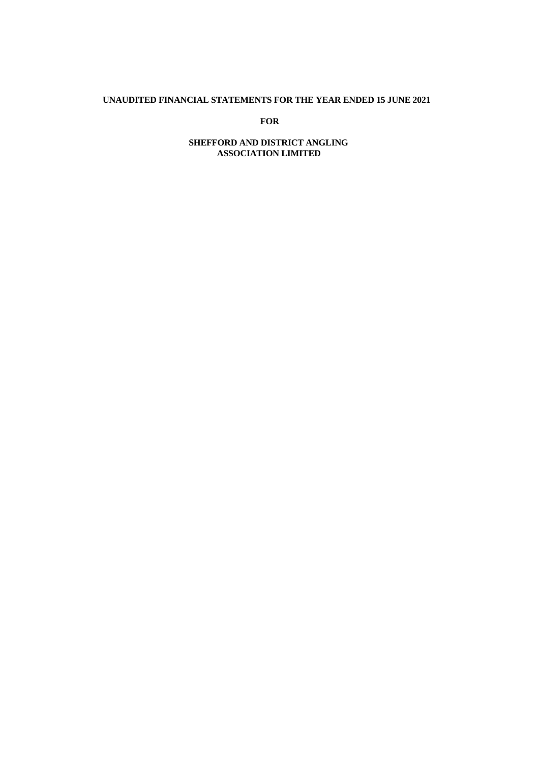**UNAUDITED FINANCIAL STATEMENTS FOR THE YEAR ENDED 15 JUNE 2021**

**FOR**

**SHEFFORD AND DISTRICT ANGLING ASSOCIATION LIMITED**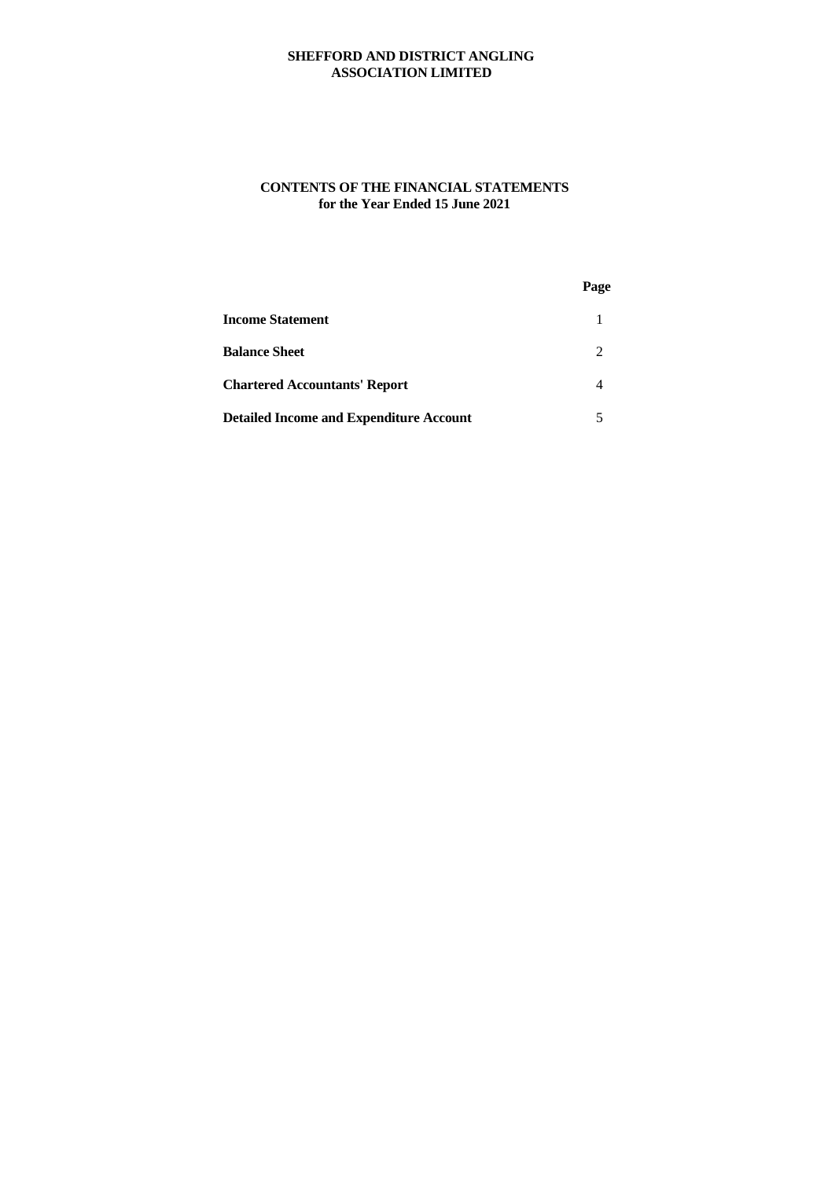# SHEFFORD AND DISTRICT ANGLING ASSOCIATION LIMITED

## CONTENTS OF THE FINANCIAL STATEMENTS
## for the Year Ended 15 June 2021

| | Page |
|---|---|
| **Income Statement** | 1 |
| **Balance Sheet** | 2 |
| **Chartered Accountants' Report** | 4 |
| **Detailed Income and Expenditure Account** | 5 |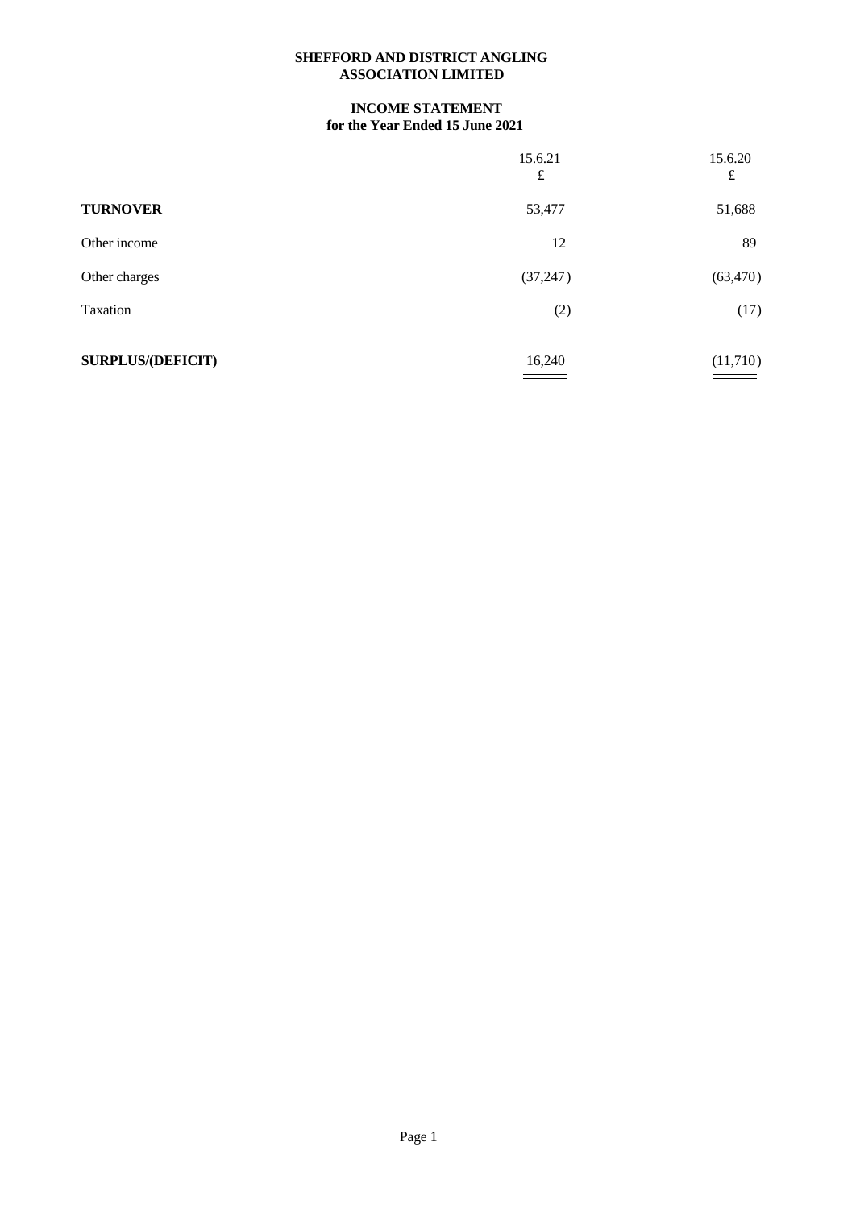**SHEFFORD AND DISTRICT ANGLING ASSOCIATION LIMITED**

**INCOME STATEMENT**
**for the Year Ended 15 June 2021**

| | 15.6.21 | 15.6.20 |
|---|---|---|
| | £ | £ |
| **TURNOVER** | 53,477 | 51,688 |
| Other income | 12 | 89 |
| Other charges | (37,247) | (63,470) |
| Taxation | (2) | (17) |
| **SURPLUS/(DEFICIT)** | 16,240 | (11,710) |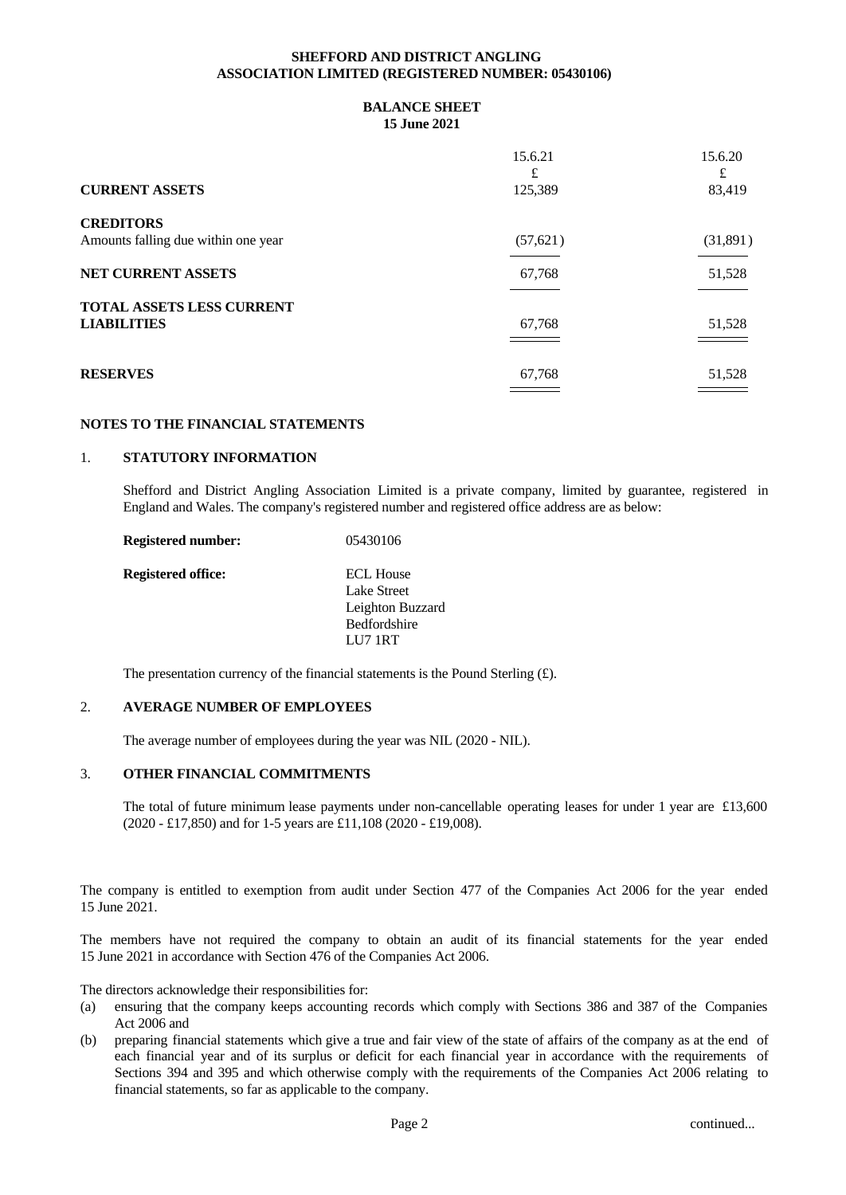**SHEFFORD AND DISTRICT ANGLING ASSOCIATION LIMITED (REGISTERED NUMBER: 05430106)**

## BALANCE SHEET
**15 June 2021**

| | 15.6.21 | 15.6.20 |
|---|---|---|
| | £ | £ |
| **CURRENT ASSETS** | 125,389 | 83,419 |
| **CREDITORS** | | |
| Amounts falling due within one year | (57,621) | (31,891) |
| **NET CURRENT ASSETS** | 67,768 | 51,528 |
| **TOTAL ASSETS LESS CURRENT LIABILITIES** | 67,768 | 51,528 |
| **RESERVES** | 67,768 | 51,528 |

## NOTES TO THE FINANCIAL STATEMENTS

### 1. STATUTORY INFORMATION

Shefford and District Angling Association Limited is a private company, limited by guarantee, registered in England and Wales. The company's registered number and registered office address are as below:

**Registered number:** 05430106

**Registered office:** ECL House
Lake Street
Leighton Buzzard
Bedfordshire
LU7 1RT

The presentation currency of the financial statements is the Pound Sterling (£).

### 2. AVERAGE NUMBER OF EMPLOYEES

The average number of employees during the year was NIL (2020 - NIL).

### 3. OTHER FINANCIAL COMMITMENTS

The total of future minimum lease payments under non-cancellable operating leases for under 1 year are £13,600 (2020 - £17,850) and for 1-5 years are £11,108 (2020 - £19,008).

The company is entitled to exemption from audit under Section 477 of the Companies Act 2006 for the year ended 15 June 2021.

The members have not required the company to obtain an audit of its financial statements for the year ended 15 June 2021 in accordance with Section 476 of the Companies Act 2006.

The directors acknowledge their responsibilities for:

(a) ensuring that the company keeps accounting records which comply with Sections 386 and 387 of the Companies Act 2006 and

(b) preparing financial statements which give a true and fair view of the state of affairs of the company as at the end of each financial year and of its surplus or deficit for each financial year in accordance with the requirements of Sections 394 and 395 and which otherwise comply with the requirements of the Companies Act 2006 relating to financial statements, so far as applicable to the company.

continued...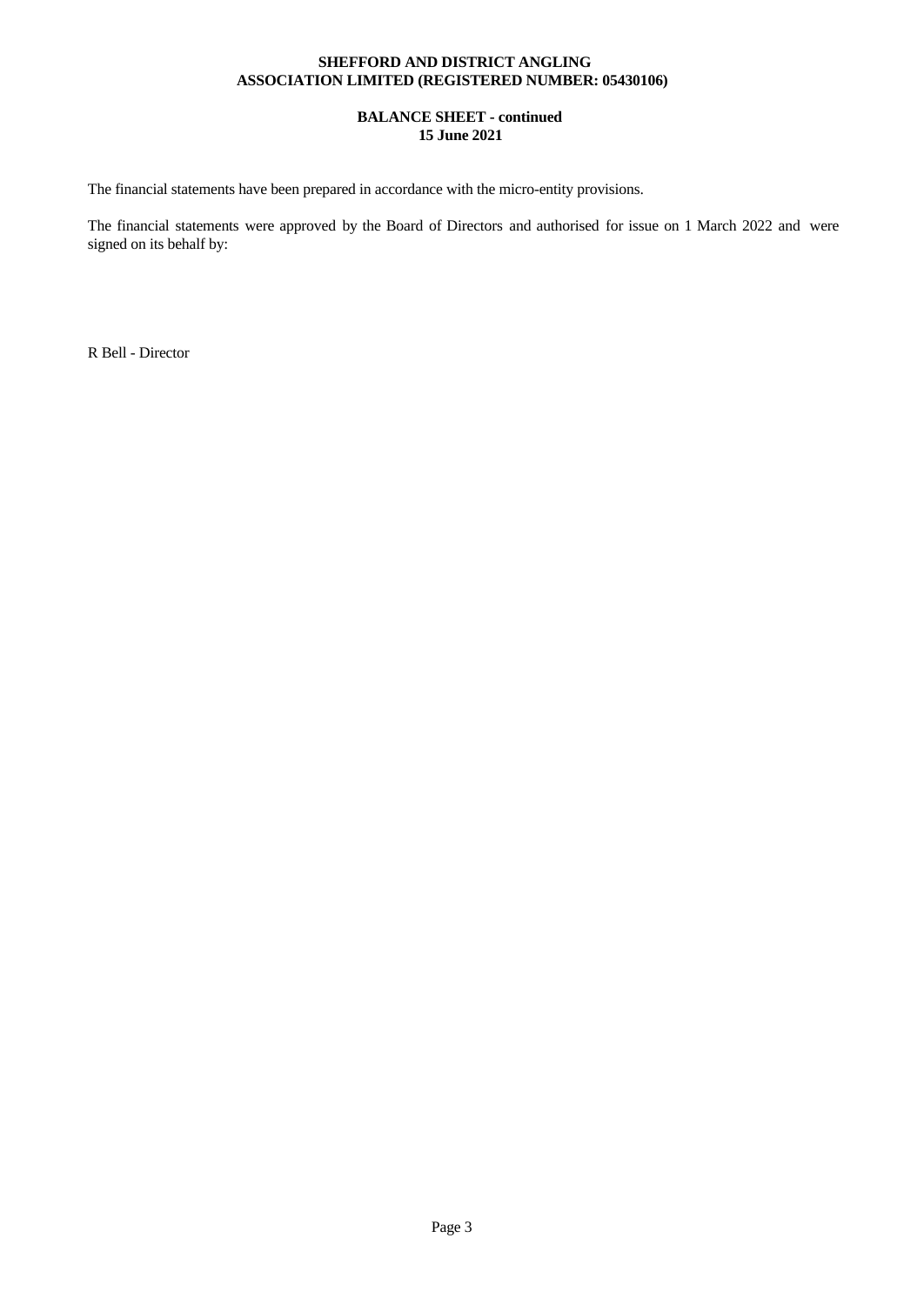**SHEFFORD AND DISTRICT ANGLING ASSOCIATION LIMITED (REGISTERED NUMBER: 05430106)**

**BALANCE SHEET - continued**
**15 June 2021**

The financial statements have been prepared in accordance with the micro-entity provisions.

The financial statements were approved by the Board of Directors and authorised for issue on 1 March 2022 and were signed on its behalf by:

R Bell - Director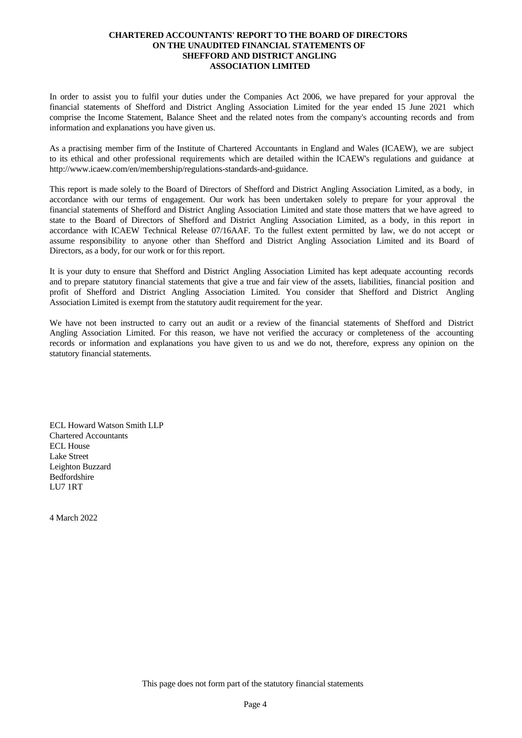**CHARTERED ACCOUNTANTS' REPORT TO THE BOARD OF DIRECTORS ON THE UNAUDITED FINANCIAL STATEMENTS OF SHEFFORD AND DISTRICT ANGLING ASSOCIATION LIMITED**

In order to assist you to fulfil your duties under the Companies Act 2006, we have prepared for your approval the financial statements of Shefford and District Angling Association Limited for the year ended 15 June 2021 which comprise the Income Statement, Balance Sheet and the related notes from the company's accounting records and from information and explanations you have given us.

As a practising member firm of the Institute of Chartered Accountants in England and Wales (ICAEW), we are subject to its ethical and other professional requirements which are detailed within the ICAEW's regulations and guidance at http://www.icaew.com/en/membership/regulations-standards-and-guidance.

This report is made solely to the Board of Directors of Shefford and District Angling Association Limited, as a body, in accordance with our terms of engagement. Our work has been undertaken solely to prepare for your approval the financial statements of Shefford and District Angling Association Limited and state those matters that we have agreed to state to the Board of Directors of Shefford and District Angling Association Limited, as a body, in this report in accordance with ICAEW Technical Release 07/16AAF. To the fullest extent permitted by law, we do not accept or assume responsibility to anyone other than Shefford and District Angling Association Limited and its Board of Directors, as a body, for our work or for this report.

It is your duty to ensure that Shefford and District Angling Association Limited has kept adequate accounting records and to prepare statutory financial statements that give a true and fair view of the assets, liabilities, financial position and profit of Shefford and District Angling Association Limited. You consider that Shefford and District Angling Association Limited is exempt from the statutory audit requirement for the year.

We have not been instructed to carry out an audit or a review of the financial statements of Shefford and District Angling Association Limited. For this reason, we have not verified the accuracy or completeness of the accounting records or information and explanations you have given to us and we do not, therefore, express any opinion on the statutory financial statements.

ECL Howard Watson Smith LLP
Chartered Accountants
ECL House
Lake Street
Leighton Buzzard
Bedfordshire
LU7 1RT

4 March 2022

This page does not form part of the statutory financial statements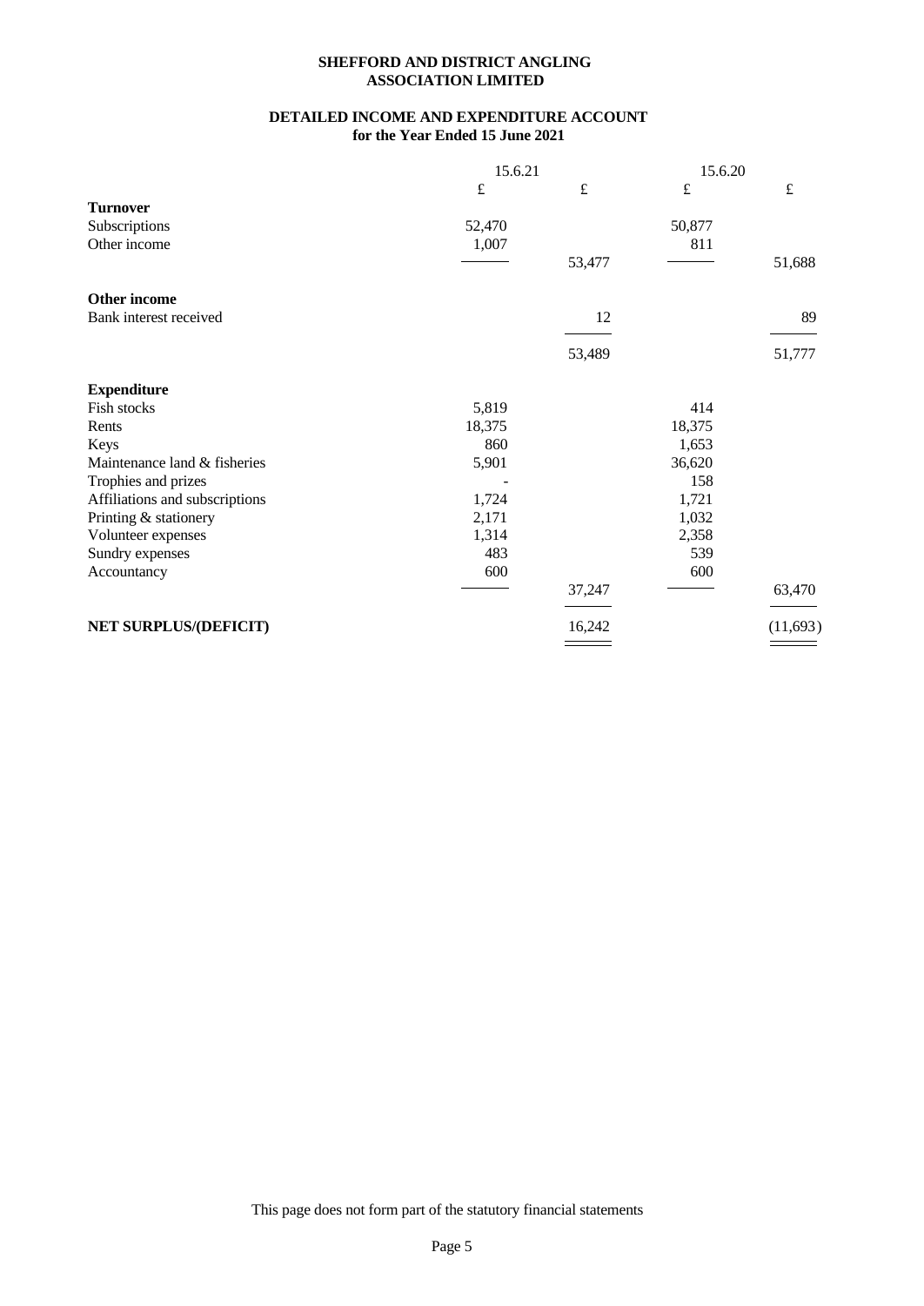**SHEFFORD AND DISTRICT ANGLING ASSOCIATION LIMITED**

**DETAILED INCOME AND EXPENDITURE ACCOUNT**
**for the Year Ended 15 June 2021**

| | 15.6.21 | | 15.6.20 | |
|---|---|---|---|---|
| | £ | £ | £ | £ |
| **Turnover** | | | | |
| Subscriptions | 52,470 | | 50,877 | |
| Other income | 1,007 | | 811 | |
| | | 53,477 | | 51,688 |
| **Other income** | | | | |
| Bank interest received | | 12 | | 89 |
| | | 53,489 | | 51,777 |
| **Expenditure** | | | | |
| Fish stocks | 5,819 | | 414 | |
| Rents | 18,375 | | 18,375 | |
| Keys | 860 | | 1,653 | |
| Maintenance land & fisheries | 5,901 | | 36,620 | |
| Trophies and prizes | - | | 158 | |
| Affiliations and subscriptions | 1,724 | | 1,721 | |
| Printing & stationery | 2,171 | | 1,032 | |
| Volunteer expenses | 1,314 | | 2,358 | |
| Sundry expenses | 483 | | 539 | |
| Accountancy | 600 | | 600 | |
| | | 37,247 | | 63,470 |
| **NET SURPLUS/(DEFICIT)** | | 16,242 | | (11,693) |

This page does not form part of the statutory financial statements